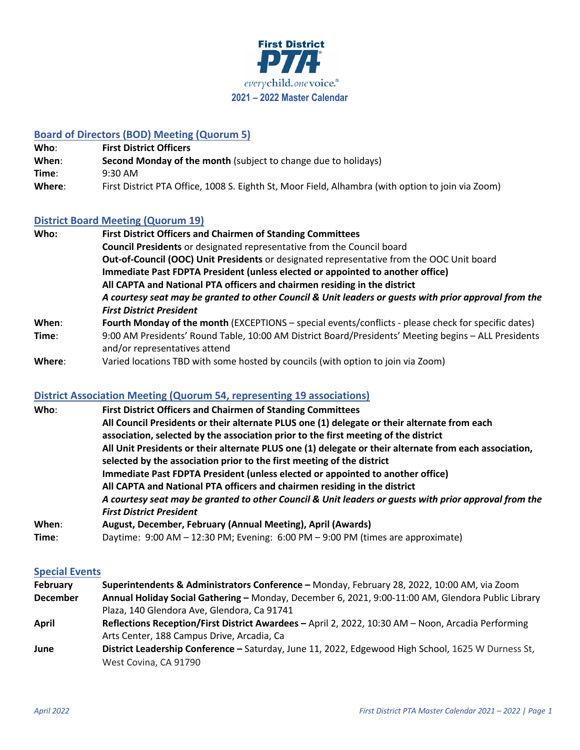# First District PTA

*every child. one voice.*

## 2021 – 2022 Master Calendar

### Board of Directors (BOD) Meeting (Quorum 5)

**Who**: **First District Officers**

**When**: **Second Monday of the month** (subject to change due to holidays)

**Time**: 9:30 AM

**Where**: First District PTA Office, 1008 S. Eighth St, Moor Field, Alhambra (with option to join via Zoom)

### District Board Meeting (Quorum 19)

**Who:**
**First District Officers and Chairmen of Standing Committees**
**Council Presidents** or designated representative from the Council board
**Out-of-Council (OOC) Unit Presidents** or designated representative from the OOC Unit board
**Immediate Past FDPTA President (unless elected or appointed to another office)**
**All CAPTA and National PTA officers and chairmen residing in the district**
***A courtesy seat may be granted to other Council & Unit leaders or guests with prior approval from the First District President***

**When**: **Fourth Monday of the month** (EXCEPTIONS – special events/conflicts - please check for specific dates)

**Time**: 9:00 AM Presidents' Round Table, 10:00 AM District Board/Presidents' Meeting begins – ALL Presidents and/or representatives attend

**Where**: Varied locations TBD with some hosted by councils (with option to join via Zoom)

### District Association Meeting (Quorum 54, representing 19 associations)

**Who**:
**First District Officers and Chairmen of Standing Committees**
**All Council Presidents or their alternate PLUS one (1) delegate or their alternate from each association, selected by the association prior to the first meeting of the district**
**All Unit Presidents or their alternate PLUS one (1) delegate or their alternate from each association, selected by the association prior to the first meeting of the district**
**Immediate Past FDPTA President (unless elected or appointed to another office)**
**All CAPTA and National PTA officers and chairmen residing in the district**
***A courtesy seat may be granted to other Council & Unit leaders or guests with prior approval from the First District President***

**When**: **August, December, February (Annual Meeting), April (Awards)**

**Time**: Daytime: 9:00 AM – 12:30 PM; Evening: 6:00 PM – 9:00 PM (times are approximate)

### Special Events

**February** — **Superintendents & Administrators Conference –** Monday, February 28, 2022, 10:00 AM, via Zoom

**December** — **Annual Holiday Social Gathering –** Monday, December 6, 2021, 9:00-11:00 AM, Glendora Public Library Plaza, 140 Glendora Ave, Glendora, Ca 91741

**April** — **Reflections Reception/First District Awardees –** April 2, 2022, 10:30 AM – Noon, Arcadia Performing Arts Center, 188 Campus Drive, Arcadia, Ca

**June** — **District Leadership Conference –** Saturday, June 11, 2022, Edgewood High School, 1625 W Durness St, West Covina, CA 91790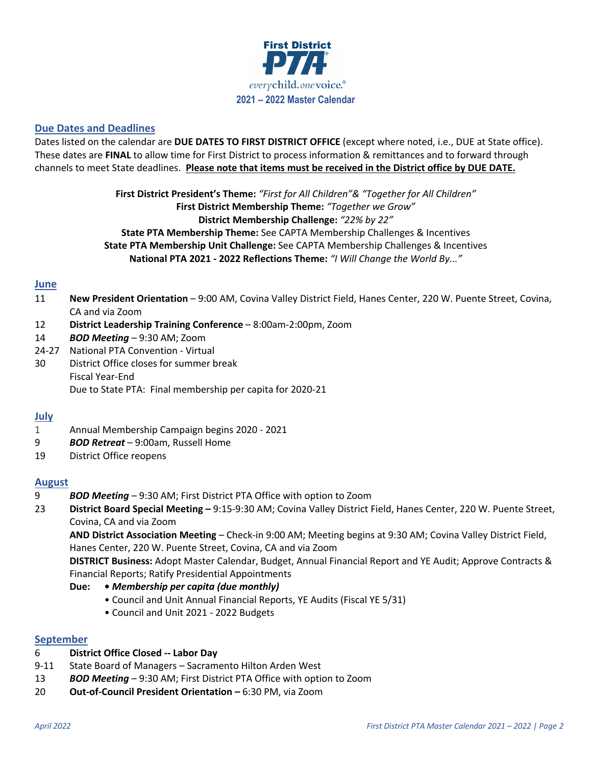# First District PTA

*everychild. onevoice.®*

**2021 – 2022 Master Calendar**

## Due Dates and Deadlines

Dates listed on the calendar are **DUE DATES TO FIRST DISTRICT OFFICE** (except where noted, i.e., DUE at State office). These dates are **FINAL** to allow time for First District to process information & remittances and to forward through channels to meet State deadlines. **Please note that items must be received in the District office by DUE DATE.**

**First District President's Theme:** *"First for All Children"& "Together for All Children"*
**First District Membership Theme:** *"Together we Grow"*
**District Membership Challenge:** *"22% by 22"*
**State PTA Membership Theme:** See CAPTA Membership Challenges & Incentives
**State PTA Membership Unit Challenge:** See CAPTA Membership Challenges & Incentives
**National PTA 2021 - 2022 Reflections Theme:** *"I Will Change the World By..."*

## June

- 11 **New President Orientation** – 9:00 AM, Covina Valley District Field, Hanes Center, 220 W. Puente Street, Covina, CA and via Zoom
- 12 **District Leadership Training Conference** – 8:00am-2:00pm, Zoom
- 14 ***BOD Meeting*** – 9:30 AM; Zoom
- 24-27 National PTA Convention - Virtual
- 30 District Office closes for summer break
  Fiscal Year-End
  Due to State PTA: Final membership per capita for 2020-21

## July

- 1 Annual Membership Campaign begins 2020 - 2021
- 9 ***BOD Retreat*** – 9:00am, Russell Home
- 19 District Office reopens

## August

- 9 ***BOD Meeting*** – 9:30 AM; First District PTA Office with option to Zoom
- 23 **District Board Special Meeting –** 9:15-9:30 AM; Covina Valley District Field, Hanes Center, 220 W. Puente Street, Covina, CA and via Zoom
  **AND District Association Meeting** – Check-in 9:00 AM; Meeting begins at 9:30 AM; Covina Valley District Field, Hanes Center, 220 W. Puente Street, Covina, CA and via Zoom
  **DISTRICT Business:** Adopt Master Calendar, Budget, Annual Financial Report and YE Audit; Approve Contracts & Financial Reports; Ratify Presidential Appointments
  **Due:**
  - ***Membership per capita (due monthly)***
  - Council and Unit Annual Financial Reports, YE Audits (Fiscal YE 5/31)
  - Council and Unit 2021 - 2022 Budgets

## September

- 6 **District Office Closed -- Labor Day**
- 9-11 State Board of Managers – Sacramento Hilton Arden West
- 13 ***BOD Meeting*** – 9:30 AM; First District PTA Office with option to Zoom
- 20 **Out-of-Council President Orientation –** 6:30 PM, via Zoom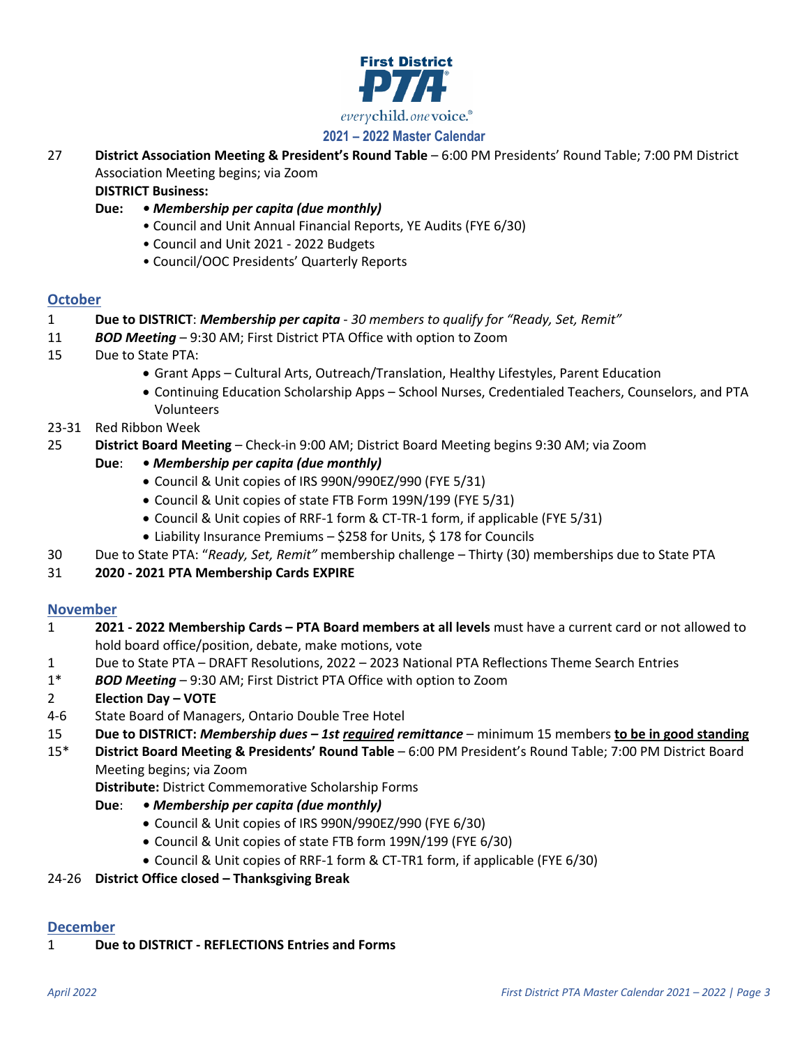**First District PTA**

*everychild. one voice.*

## 2021 – 2022 Master Calendar

27 **District Association Meeting & President's Round Table** – 6:00 PM Presidents' Round Table; 7:00 PM District Association Meeting begins; via Zoom

**DISTRICT Business:**

**Due:** • ***Membership per capita (due monthly)***
- Council and Unit Annual Financial Reports, YE Audits (FYE 6/30)
- Council and Unit 2021 - 2022 Budgets
- Council/OOC Presidents' Quarterly Reports

## October

1 **Due to DISTRICT**: ***Membership per capita*** - *30 members to qualify for "Ready, Set, Remit"*

11 ***BOD Meeting*** – 9:30 AM; First District PTA Office with option to Zoom

15 Due to State PTA:
- Grant Apps – Cultural Arts, Outreach/Translation, Healthy Lifestyles, Parent Education
- Continuing Education Scholarship Apps – School Nurses, Credentialed Teachers, Counselors, and PTA Volunteers

23-31 Red Ribbon Week

25 **District Board Meeting** – Check-in 9:00 AM; District Board Meeting begins 9:30 AM; via Zoom

**Due**: • ***Membership per capita (due monthly)***
- Council & Unit copies of IRS 990N/990EZ/990 (FYE 5/31)
- Council & Unit copies of state FTB Form 199N/199 (FYE 5/31)
- Council & Unit copies of RRF-1 form & CT-TR-1 form, if applicable (FYE 5/31)
- Liability Insurance Premiums – $258 for Units, $ 178 for Councils

30 Due to State PTA: "*Ready, Set, Remit"* membership challenge – Thirty (30) memberships due to State PTA

31 **2020 - 2021 PTA Membership Cards EXPIRE**

## November

1 **2021 - 2022 Membership Cards – PTA Board members at all levels** must have a current card or not allowed to hold board office/position, debate, make motions, vote

1 Due to State PTA – DRAFT Resolutions, 2022 – 2023 National PTA Reflections Theme Search Entries

1* ***BOD Meeting*** – 9:30 AM; First District PTA Office with option to Zoom

2 **Election Day – VOTE**

4-6 State Board of Managers, Ontario Double Tree Hotel

15 **Due to DISTRICT: *Membership dues – 1st <u>required</u> remittance*** – minimum 15 members **<u>to be in good standing</u>**

15* **District Board Meeting & Presidents' Round Table** – 6:00 PM President's Round Table; 7:00 PM District Board Meeting begins; via Zoom

**Distribute:** District Commemorative Scholarship Forms

**Due**: • ***Membership per capita (due monthly)***
- Council & Unit copies of IRS 990N/990EZ/990 (FYE 6/30)
- Council & Unit copies of state FTB form 199N/199 (FYE 6/30)
- Council & Unit copies of RRF-1 form & CT-TR1 form, if applicable (FYE 6/30)

24-26 **District Office closed – Thanksgiving Break**

## December

1 **Due to DISTRICT - REFLECTIONS Entries and Forms**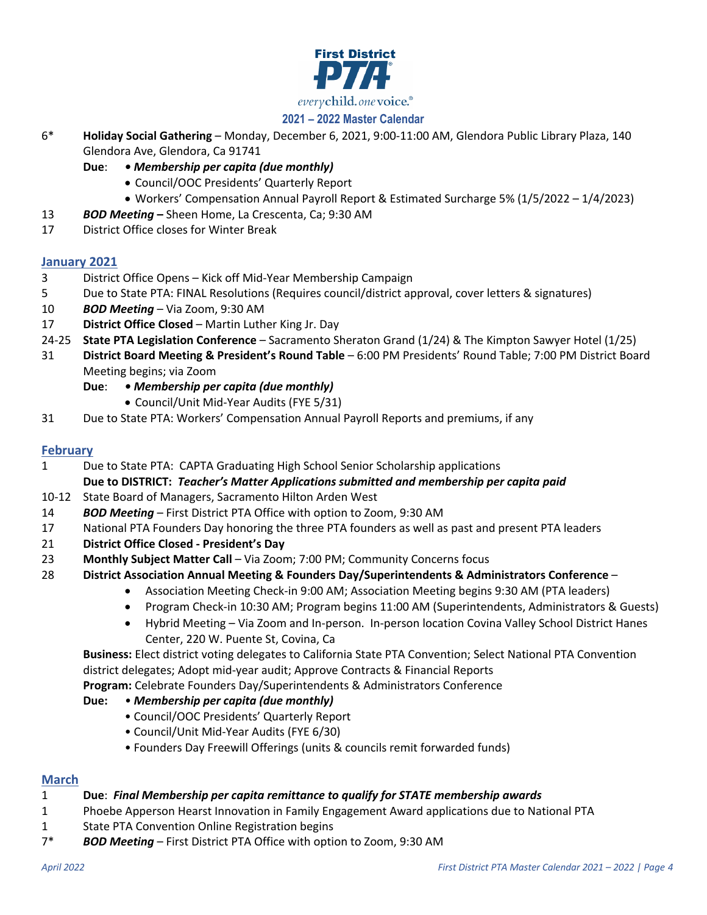**First District PTA**

*everychild. onevoice.®*

## 2021 – 2022 Master Calendar

6* **Holiday Social Gathering** – Monday, December 6, 2021, 9:00-11:00 AM, Glendora Public Library Plaza, 140 Glendora Ave, Glendora, Ca 91741

**Due**: • ***Membership per capita (due monthly)***
- Council/OOC Presidents' Quarterly Report
- Workers' Compensation Annual Payroll Report & Estimated Surcharge 5% (1/5/2022 – 1/4/2023)

13 ***BOD Meeting –*** Sheen Home, La Crescenta, Ca; 9:30 AM

17 District Office closes for Winter Break

### January 2021

3 District Office Opens – Kick off Mid-Year Membership Campaign

5 Due to State PTA: FINAL Resolutions (Requires council/district approval, cover letters & signatures)

10 ***BOD Meeting*** – Via Zoom, 9:30 AM

17 **District Office Closed** – Martin Luther King Jr. Day

24-25 **State PTA Legislation Conference** – Sacramento Sheraton Grand (1/24) & The Kimpton Sawyer Hotel (1/25)

31 **District Board Meeting & President's Round Table** – 6:00 PM Presidents' Round Table; 7:00 PM District Board Meeting begins; via Zoom

**Due**: • ***Membership per capita (due monthly)***
- Council/Unit Mid-Year Audits (FYE 5/31)

31 Due to State PTA: Workers' Compensation Annual Payroll Reports and premiums, if any

### February

1 Due to State PTA: CAPTA Graduating High School Senior Scholarship applications
**Due to DISTRICT:** ***Teacher's Matter Applications submitted and membership per capita paid***

10-12 State Board of Managers, Sacramento Hilton Arden West

14 ***BOD Meeting*** – First District PTA Office with option to Zoom, 9:30 AM

17 National PTA Founders Day honoring the three PTA founders as well as past and present PTA leaders

21 **District Office Closed - President's Day**

23 **Monthly Subject Matter Call** – Via Zoom; 7:00 PM; Community Concerns focus

28 **District Association Annual Meeting & Founders Day/Superintendents & Administrators Conference** –
- Association Meeting Check-in 9:00 AM; Association Meeting begins 9:30 AM (PTA leaders)
- Program Check-in 10:30 AM; Program begins 11:00 AM (Superintendents, Administrators & Guests)
- Hybrid Meeting – Via Zoom and In-person. In-person location Covina Valley School District Hanes Center, 220 W. Puente St, Covina, Ca

**Business:** Elect district voting delegates to California State PTA Convention; Select National PTA Convention district delegates; Adopt mid-year audit; Approve Contracts & Financial Reports

**Program:** Celebrate Founders Day/Superintendents & Administrators Conference

**Due:** • ***Membership per capita (due monthly)***
- Council/OOC Presidents' Quarterly Report
- Council/Unit Mid-Year Audits (FYE 6/30)
- Founders Day Freewill Offerings (units & councils remit forwarded funds)

### March

1 **Due**: ***Final Membership per capita remittance to qualify for STATE membership awards***

1 Phoebe Apperson Hearst Innovation in Family Engagement Award applications due to National PTA

1 State PTA Convention Online Registration begins

7* ***BOD Meeting*** – First District PTA Office with option to Zoom, 9:30 AM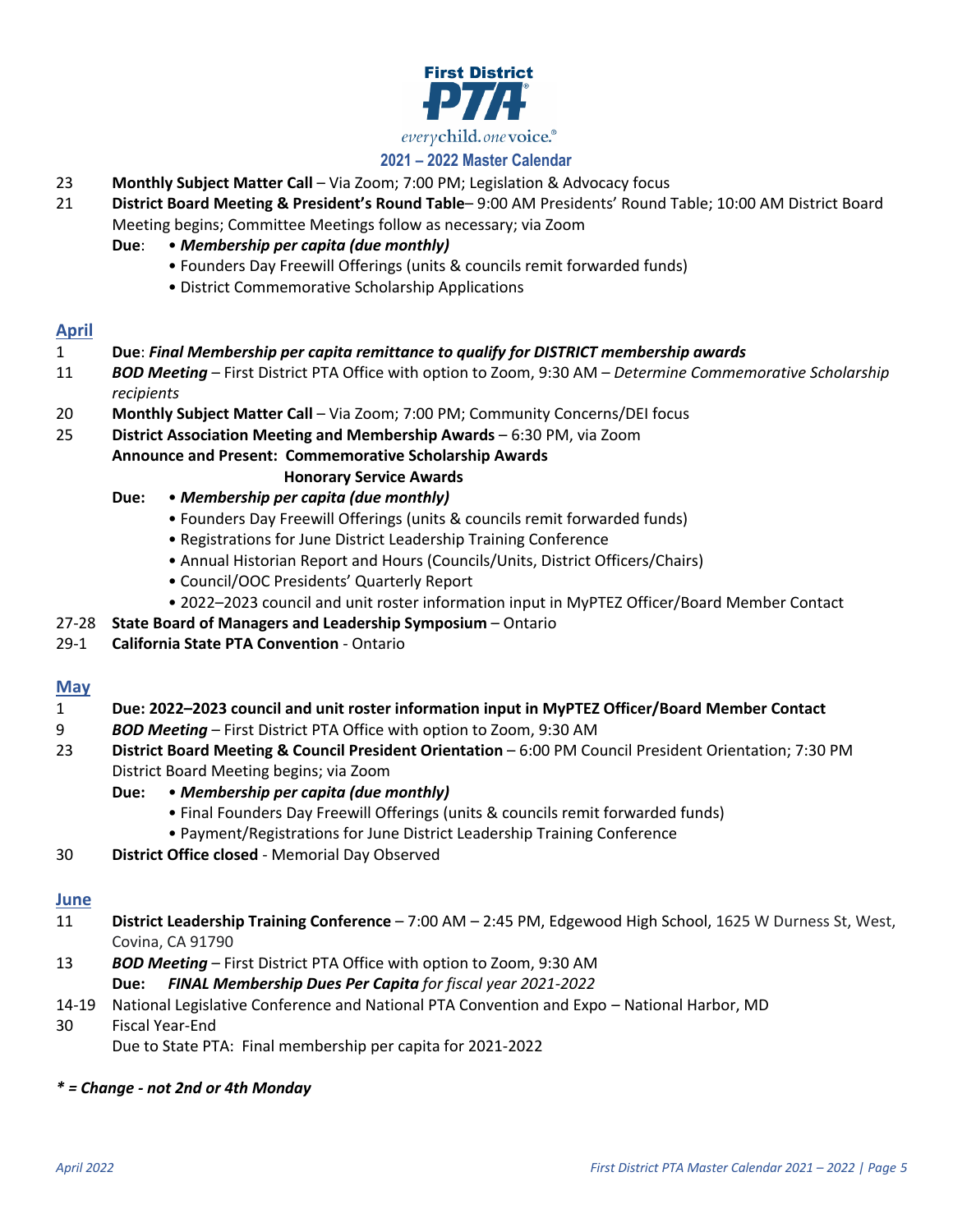First District PTA

everychild. onevoice.®

**2021 – 2022 Master Calendar**

23 **Monthly Subject Matter Call** – Via Zoom; 7:00 PM; Legislation & Advocacy focus

21 **District Board Meeting & President's Round Table**– 9:00 AM Presidents' Round Table; 10:00 AM District Board Meeting begins; Committee Meetings follow as necessary; via Zoom

**Due**: • ***Membership per capita (due monthly)***
- Founders Day Freewill Offerings (units & councils remit forwarded funds)
- District Commemorative Scholarship Applications

## April

1 **Due**: ***Final Membership per capita remittance to qualify for DISTRICT membership awards***

11 ***BOD Meeting*** – First District PTA Office with option to Zoom, 9:30 AM – *Determine Commemorative Scholarship recipients*

20 **Monthly Subject Matter Call** – Via Zoom; 7:00 PM; Community Concerns/DEI focus

25 **District Association Meeting and Membership Awards** – 6:30 PM, via Zoom

**Announce and Present: Commemorative Scholarship Awards**

**Honorary Service Awards**

**Due:** • ***Membership per capita (due monthly)***
- Founders Day Freewill Offerings (units & councils remit forwarded funds)
- Registrations for June District Leadership Training Conference
- Annual Historian Report and Hours (Councils/Units, District Officers/Chairs)
- Council/OOC Presidents' Quarterly Report
- 2022–2023 council and unit roster information input in MyPTEZ Officer/Board Member Contact

27-28 **State Board of Managers and Leadership Symposium** – Ontario

29-1 **California State PTA Convention** - Ontario

## May

1 **Due: 2022–2023 council and unit roster information input in MyPTEZ Officer/Board Member Contact**

9 ***BOD Meeting*** – First District PTA Office with option to Zoom, 9:30 AM

23 **District Board Meeting & Council President Orientation** – 6:00 PM Council President Orientation; 7:30 PM District Board Meeting begins; via Zoom

**Due:** • ***Membership per capita (due monthly)***
- Final Founders Day Freewill Offerings (units & councils remit forwarded funds)
- Payment/Registrations for June District Leadership Training Conference

30 **District Office closed** - Memorial Day Observed

## June

11 **District Leadership Training Conference** – 7:00 AM – 2:45 PM, Edgewood High School, 1625 W Durness St, West, Covina, CA 91790

13 ***BOD Meeting*** – First District PTA Office with option to Zoom, 9:30 AM

**Due:** ***FINAL Membership Dues Per Capita** for fiscal year 2021-2022*

14-19 National Legislative Conference and National PTA Convention and Expo – National Harbor, MD

30 Fiscal Year-End

Due to State PTA: Final membership per capita for 2021-2022

***\* = Change - not 2nd or 4th Monday***